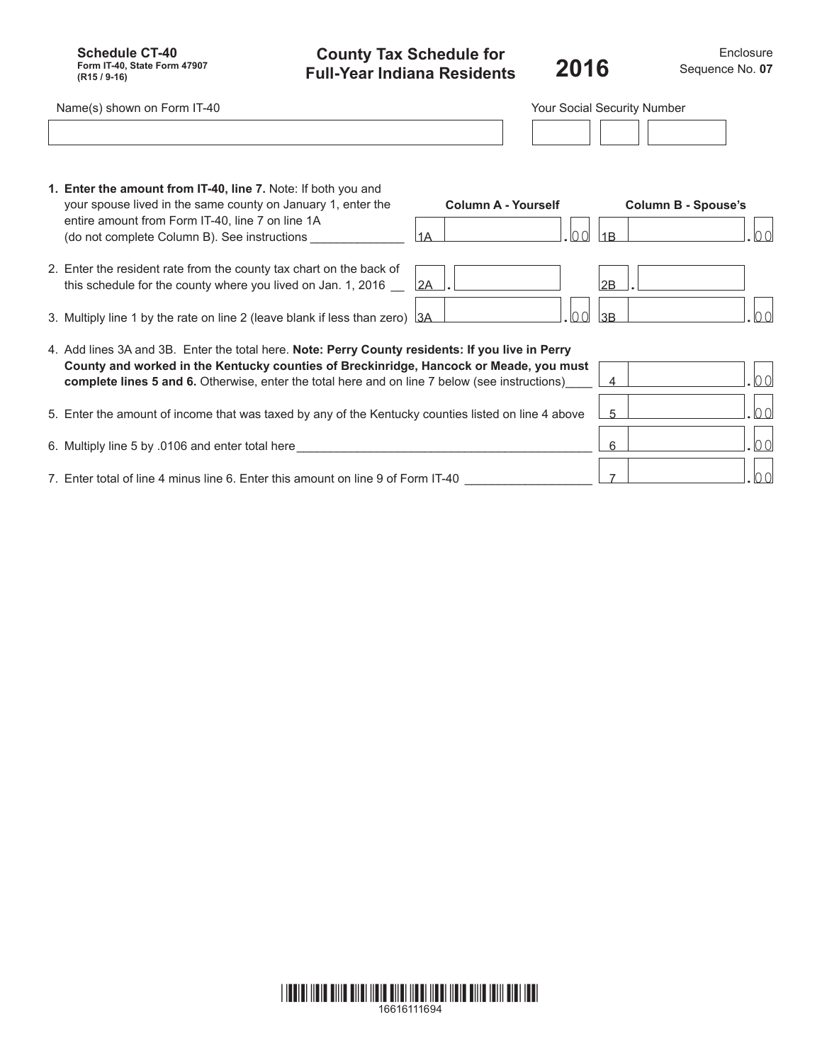**Schedule CT-40**
**Form IT-40, State Form 47907**
**(R15 / 9-16)**

# County Tax Schedule for Full-Year Indiana Residents

# 2016

Enclosure Sequence No. **07**

Name(s) shown on Form IT-40

Your Social Security Number

| | Column A - Yourself | Column B - Spouse's |
|---|---|---|
| **1. Enter the amount from IT-40, line 7.** Note: If both you and your spouse lived in the same county on January 1, enter the entire amount from Form IT-40, line 7 on line 1A (do not complete Column B). See instructions | 1A .00 | 1B .00 |
| 2. Enter the resident rate from the county tax chart on the back of this schedule for the county where you lived on Jan. 1, 2016 | 2A . | 2B . |
| 3. Multiply line 1 by the rate on line 2 (leave blank if less than zero) | 3A .00 | 3B .00 |

4. Add lines 3A and 3B. Enter the total here. **Note: Perry County residents: If you live in Perry County and worked in the Kentucky counties of Breckinridge, Hancock or Meade, you must complete lines 5 and 6.** Otherwise, enter the total here and on line 7 below (see instructions) — 4 .00

5. Enter the amount of income that was taxed by any of the Kentucky counties listed on line 4 above — 5 .00

6. Multiply line 5 by .0106 and enter total here — 6 .00

7. Enter total of line 4 minus line 6. Enter this amount on line 9 of Form IT-40 — 7 .00

16616111694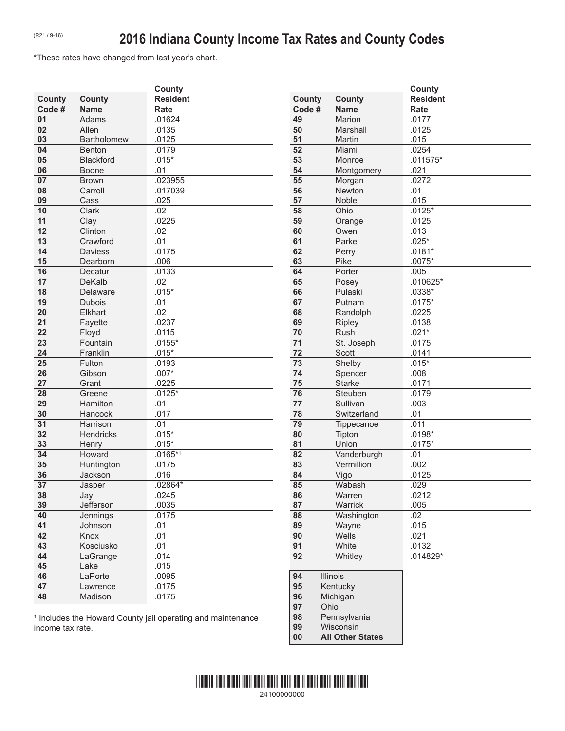(R21 / 9-16)

# 2016 Indiana County Income Tax Rates and County Codes

*These rates have changed from last year's chart.

| County Code # | County Name | County Resident Rate |
|---|---|---|
| 01 | Adams | .01624 |
| 02 | Allen | .0135 |
| 03 | Bartholomew | .0125 |
| 04 | Benton | .0179 |
| 05 | Blackford | .015* |
| 06 | Boone | .01 |
| 07 | Brown | .023955 |
| 08 | Carroll | .017039 |
| 09 | Cass | .025 |
| 10 | Clark | .02 |
| 11 | Clay | .0225 |
| 12 | Clinton | .02 |
| 13 | Crawford | .01 |
| 14 | Daviess | .0175 |
| 15 | Dearborn | .006 |
| 16 | Decatur | .0133 |
| 17 | DeKalb | .02 |
| 18 | Delaware | .015* |
| 19 | Dubois | .01 |
| 20 | Elkhart | .02 |
| 21 | Fayette | .0237 |
| 22 | Floyd | .0115 |
| 23 | Fountain | .0155* |
| 24 | Franklin | .015* |
| 25 | Fulton | .0193 |
| 26 | Gibson | .007* |
| 27 | Grant | .0225 |
| 28 | Greene | .0125* |
| 29 | Hamilton | .01 |
| 30 | Hancock | .017 |
| 31 | Harrison | .01 |
| 32 | Hendricks | .015* |
| 33 | Henry | .015* |
| 34 | Howard | .0165*[1] |
| 35 | Huntington | .0175 |
| 36 | Jackson | .016 |
| 37 | Jasper | .02864* |
| 38 | Jay | .0245 |
| 39 | Jefferson | .0035 |
| 40 | Jennings | .0175 |
| 41 | Johnson | .01 |
| 42 | Knox | .01 |
| 43 | Kosciusko | .01 |
| 44 | LaGrange | .014 |
| 45 | Lake | .015 |
| 46 | LaPorte | .0095 |
| 47 | Lawrence | .0175 |
| 48 | Madison | .0175 |
| 49 | Marion | .0177 |
| 50 | Marshall | .0125 |
| 51 | Martin | .015 |
| 52 | Miami | .0254 |
| 53 | Monroe | .011575* |
| 54 | Montgomery | .021 |
| 55 | Morgan | .0272 |
| 56 | Newton | .01 |
| 57 | Noble | .015 |
| 58 | Ohio | .0125* |
| 59 | Orange | .0125 |
| 60 | Owen | .013 |
| 61 | Parke | .025* |
| 62 | Perry | .0181* |
| 63 | Pike | .0075* |
| 64 | Porter | .005 |
| 65 | Posey | .010625* |
| 66 | Pulaski | .0338* |
| 67 | Putnam | .0175* |
| 68 | Randolph | .0225 |
| 69 | Ripley | .0138 |
| 70 | Rush | .021* |
| 71 | St. Joseph | .0175 |
| 72 | Scott | .0141 |
| 73 | Shelby | .015* |
| 74 | Spencer | .008 |
| 75 | Starke | .0171 |
| 76 | Steuben | .0179 |
| 77 | Sullivan | .003 |
| 78 | Switzerland | .01 |
| 79 | Tippecanoe | .011 |
| 80 | Tipton | .0198* |
| 81 | Union | .0175* |
| 82 | Vanderburgh | .01 |
| 83 | Vermillion | .002 |
| 84 | Vigo | .0125 |
| 85 | Wabash | .029 |
| 86 | Warren | .0212 |
| 87 | Warrick | .005 |
| 88 | Washington | .02 |
| 89 | Wayne | .015 |
| 90 | Wells | .021 |
| 91 | White | .0132 |
| 92 | Whitley | .014829* |

[1] Includes the Howard County jail operating and maintenance income tax rate.

| | |
|---|---|
| 94 | Illinois |
| 95 | Kentucky |
| 96 | Michigan |
| 97 | Ohio |
| 98 | Pennsylvania |
| 99 | Wisconsin |
| 00 | **All Other States** |

24100000000